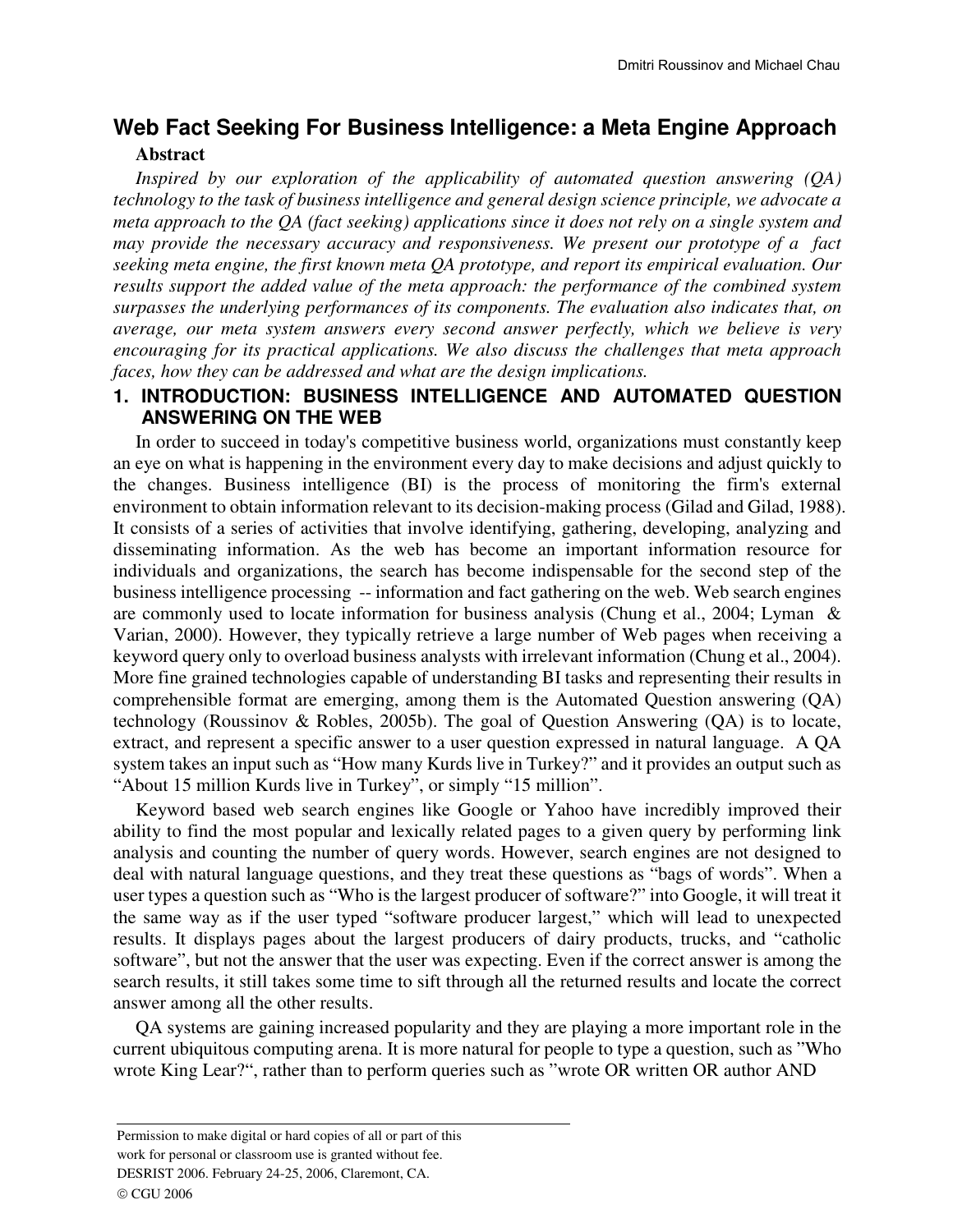# Web Fact Seeking For Business Intelligence: a Meta Engine Approach

**Abstract**

*Inspired by our exploration of the applicability of automated question answering (QA) technology to the task of business intelligence and general design science principle, we advocate a meta approach to the QA (fact seeking) applications since it does not rely on a single system and may provide the necessary accuracy and responsiveness. We present our prototype of a fact seeking meta engine, the first known meta QA prototype, and report its empirical evaluation. Our results support the added value of the meta approach: the performance of the combined system surpasses the underlying performances of its components. The evaluation also indicates that, on average, our meta system answers every second answer perfectly, which we believe is very encouraging for its practical applications. We also discuss the challenges that meta approach faces, how they can be addressed and what are the design implications.*

## 1. INTRODUCTION: BUSINESS INTELLIGENCE AND AUTOMATED QUESTION ANSWERING ON THE WEB

In order to succeed in today's competitive business world, organizations must constantly keep an eye on what is happening in the environment every day to make decisions and adjust quickly to the changes. Business intelligence (BI) is the process of monitoring the firm's external environment to obtain information relevant to its decision-making process (Gilad and Gilad, 1988). It consists of a series of activities that involve identifying, gathering, developing, analyzing and disseminating information. As the web has become an important information resource for individuals and organizations, the search has become indispensable for the second step of the business intelligence processing -- information and fact gathering on the web. Web search engines are commonly used to locate information for business analysis (Chung et al., 2004; Lyman & Varian, 2000). However, they typically retrieve a large number of Web pages when receiving a keyword query only to overload business analysts with irrelevant information (Chung et al., 2004). More fine grained technologies capable of understanding BI tasks and representing their results in comprehensible format are emerging, among them is the Automated Question answering (QA) technology (Roussinov & Robles, 2005b). The goal of Question Answering (QA) is to locate, extract, and represent a specific answer to a user question expressed in natural language. A QA system takes an input such as "How many Kurds live in Turkey?" and it provides an output such as "About 15 million Kurds live in Turkey", or simply "15 million".

Keyword based web search engines like Google or Yahoo have incredibly improved their ability to find the most popular and lexically related pages to a given query by performing link analysis and counting the number of query words. However, search engines are not designed to deal with natural language questions, and they treat these questions as "bags of words". When a user types a question such as "Who is the largest producer of software?" into Google, it will treat it the same way as if the user typed "software producer largest," which will lead to unexpected results. It displays pages about the largest producers of dairy products, trucks, and "catholic software", but not the answer that the user was expecting. Even if the correct answer is among the search results, it still takes some time to sift through all the returned results and locate the correct answer among all the other results.

QA systems are gaining increased popularity and they are playing a more important role in the current ubiquitous computing arena. It is more natural for people to type a question, such as "Who wrote King Lear?", rather than to perform queries such as "wrote OR written OR author AND

---

Permission to make digital or hard copies of all or part of this work for personal or classroom use is granted without fee.
DESRIST 2006. February 24-25, 2006, Claremont, CA.
© CGU 2006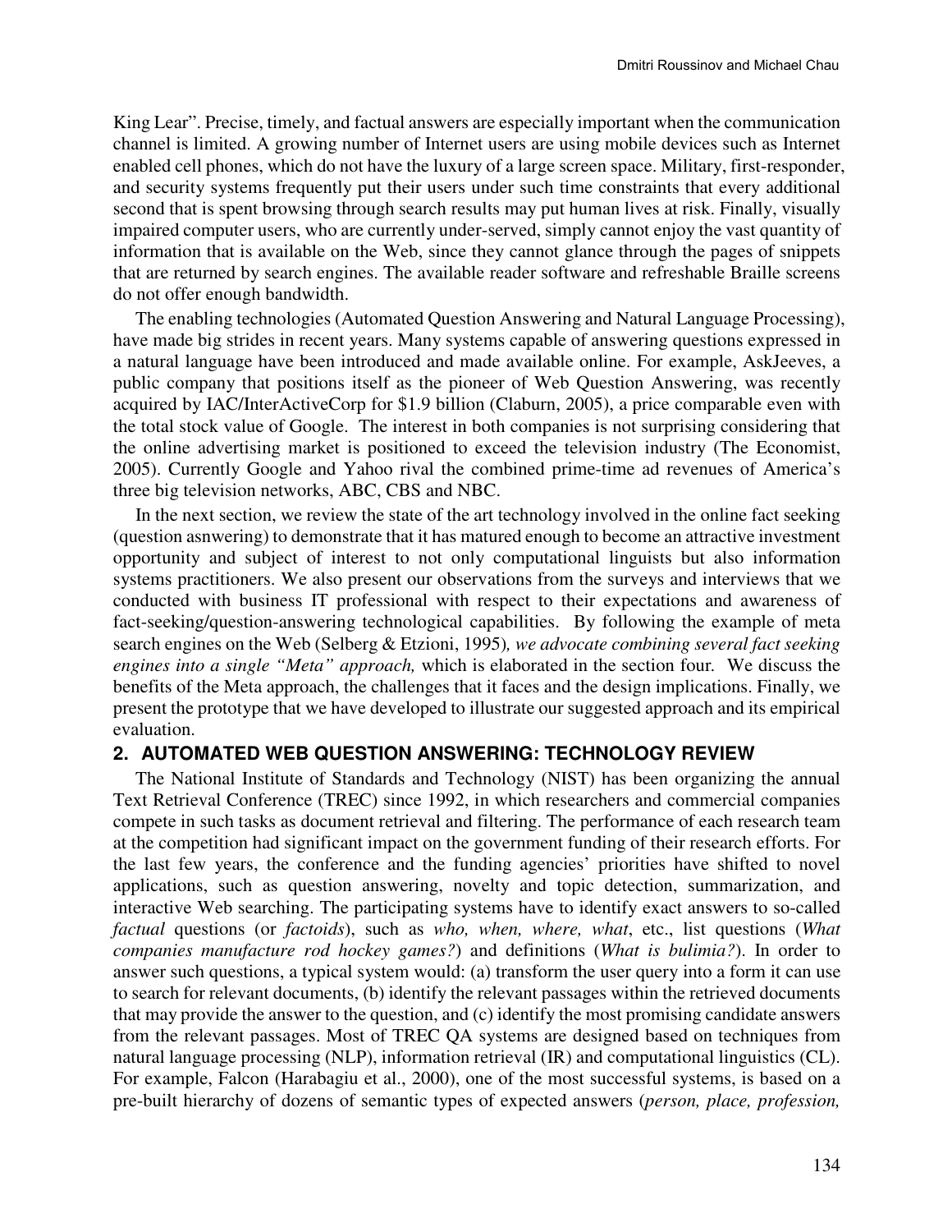King Lear". Precise, timely, and factual answers are especially important when the communication channel is limited. A growing number of Internet users are using mobile devices such as Internet enabled cell phones, which do not have the luxury of a large screen space. Military, first-responder, and security systems frequently put their users under such time constraints that every additional second that is spent browsing through search results may put human lives at risk. Finally, visually impaired computer users, who are currently under-served, simply cannot enjoy the vast quantity of information that is available on the Web, since they cannot glance through the pages of snippets that are returned by search engines. The available reader software and refreshable Braille screens do not offer enough bandwidth.

The enabling technologies (Automated Question Answering and Natural Language Processing), have made big strides in recent years. Many systems capable of answering questions expressed in a natural language have been introduced and made available online. For example, AskJeeves, a public company that positions itself as the pioneer of Web Question Answering, was recently acquired by IAC/InterActiveCorp for $1.9 billion (Claburn, 2005), a price comparable even with the total stock value of Google. The interest in both companies is not surprising considering that the online advertising market is positioned to exceed the television industry (The Economist, 2005). Currently Google and Yahoo rival the combined prime-time ad revenues of America's three big television networks, ABC, CBS and NBC.

In the next section, we review the state of the art technology involved in the online fact seeking (question asnwering) to demonstrate that it has matured enough to become an attractive investment opportunity and subject of interest to not only computational linguists but also information systems practitioners. We also present our observations from the surveys and interviews that we conducted with business IT professional with respect to their expectations and awareness of fact-seeking/question-answering technological capabilities. By following the example of meta search engines on the Web (Selberg & Etzioni, 1995)*, we advocate combining several fact seeking engines into a single "Meta" approach,* which is elaborated in the section four. We discuss the benefits of the Meta approach, the challenges that it faces and the design implications. Finally, we present the prototype that we have developed to illustrate our suggested approach and its empirical evaluation.

## 2. AUTOMATED WEB QUESTION ANSWERING: TECHNOLOGY REVIEW

The National Institute of Standards and Technology (NIST) has been organizing the annual Text Retrieval Conference (TREC) since 1992, in which researchers and commercial companies compete in such tasks as document retrieval and filtering. The performance of each research team at the competition had significant impact on the government funding of their research efforts. For the last few years, the conference and the funding agencies' priorities have shifted to novel applications, such as question answering, novelty and topic detection, summarization, and interactive Web searching. The participating systems have to identify exact answers to so-called *factual* questions (or *factoids*), such as *who, when, where, what*, etc., list questions (*What companies manufacture rod hockey games?*) and definitions (*What is bulimia?*). In order to answer such questions, a typical system would: (a) transform the user query into a form it can use to search for relevant documents, (b) identify the relevant passages within the retrieved documents that may provide the answer to the question, and (c) identify the most promising candidate answers from the relevant passages. Most of TREC QA systems are designed based on techniques from natural language processing (NLP), information retrieval (IR) and computational linguistics (CL). For example, Falcon (Harabagiu et al., 2000), one of the most successful systems, is based on a pre-built hierarchy of dozens of semantic types of expected answers (*person, place, profession,*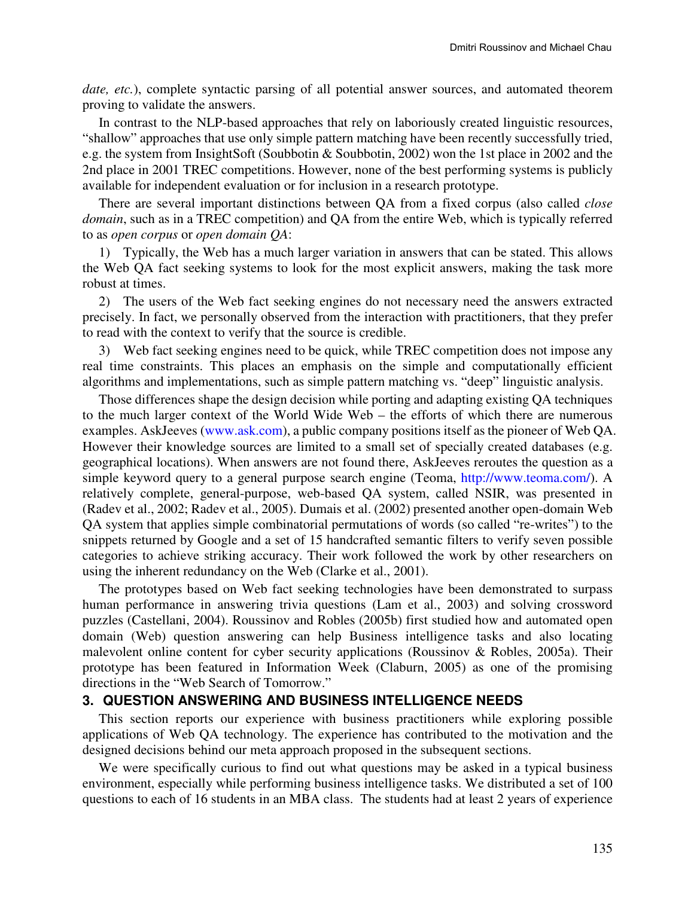*date, etc.*), complete syntactic parsing of all potential answer sources, and automated theorem proving to validate the answers.

In contrast to the NLP-based approaches that rely on laboriously created linguistic resources, "shallow" approaches that use only simple pattern matching have been recently successfully tried, e.g. the system from InsightSoft (Soubbotin & Soubbotin, 2002) won the 1st place in 2002 and the 2nd place in 2001 TREC competitions. However, none of the best performing systems is publicly available for independent evaluation or for inclusion in a research prototype.

There are several important distinctions between QA from a fixed corpus (also called *close domain*, such as in a TREC competition) and QA from the entire Web, which is typically referred to as *open corpus* or *open domain QA*:

1) Typically, the Web has a much larger variation in answers that can be stated. This allows the Web QA fact seeking systems to look for the most explicit answers, making the task more robust at times.

2) The users of the Web fact seeking engines do not necessary need the answers extracted precisely. In fact, we personally observed from the interaction with practitioners, that they prefer to read with the context to verify that the source is credible.

3) Web fact seeking engines need to be quick, while TREC competition does not impose any real time constraints. This places an emphasis on the simple and computationally efficient algorithms and implementations, such as simple pattern matching vs. "deep" linguistic analysis.

Those differences shape the design decision while porting and adapting existing QA techniques to the much larger context of the World Wide Web – the efforts of which there are numerous examples. AskJeeves (www.ask.com), a public company positions itself as the pioneer of Web QA. However their knowledge sources are limited to a small set of specially created databases (e.g. geographical locations). When answers are not found there, AskJeeves reroutes the question as a simple keyword query to a general purpose search engine (Teoma, http://www.teoma.com/). A relatively complete, general-purpose, web-based QA system, called NSIR, was presented in (Radev et al., 2002; Radev et al., 2005). Dumais et al. (2002) presented another open-domain Web QA system that applies simple combinatorial permutations of words (so called "re-writes") to the snippets returned by Google and a set of 15 handcrafted semantic filters to verify seven possible categories to achieve striking accuracy. Their work followed the work by other researchers on using the inherent redundancy on the Web (Clarke et al., 2001).

The prototypes based on Web fact seeking technologies have been demonstrated to surpass human performance in answering trivia questions (Lam et al., 2003) and solving crossword puzzles (Castellani, 2004). Roussinov and Robles (2005b) first studied how and automated open domain (Web) question answering can help Business intelligence tasks and also locating malevolent online content for cyber security applications (Roussinov & Robles, 2005a). Their prototype has been featured in Information Week (Claburn, 2005) as one of the promising directions in the "Web Search of Tomorrow."

## 3. QUESTION ANSWERING AND BUSINESS INTELLIGENCE NEEDS

This section reports our experience with business practitioners while exploring possible applications of Web QA technology. The experience has contributed to the motivation and the designed decisions behind our meta approach proposed in the subsequent sections.

We were specifically curious to find out what questions may be asked in a typical business environment, especially while performing business intelligence tasks. We distributed a set of 100 questions to each of 16 students in an MBA class. The students had at least 2 years of experience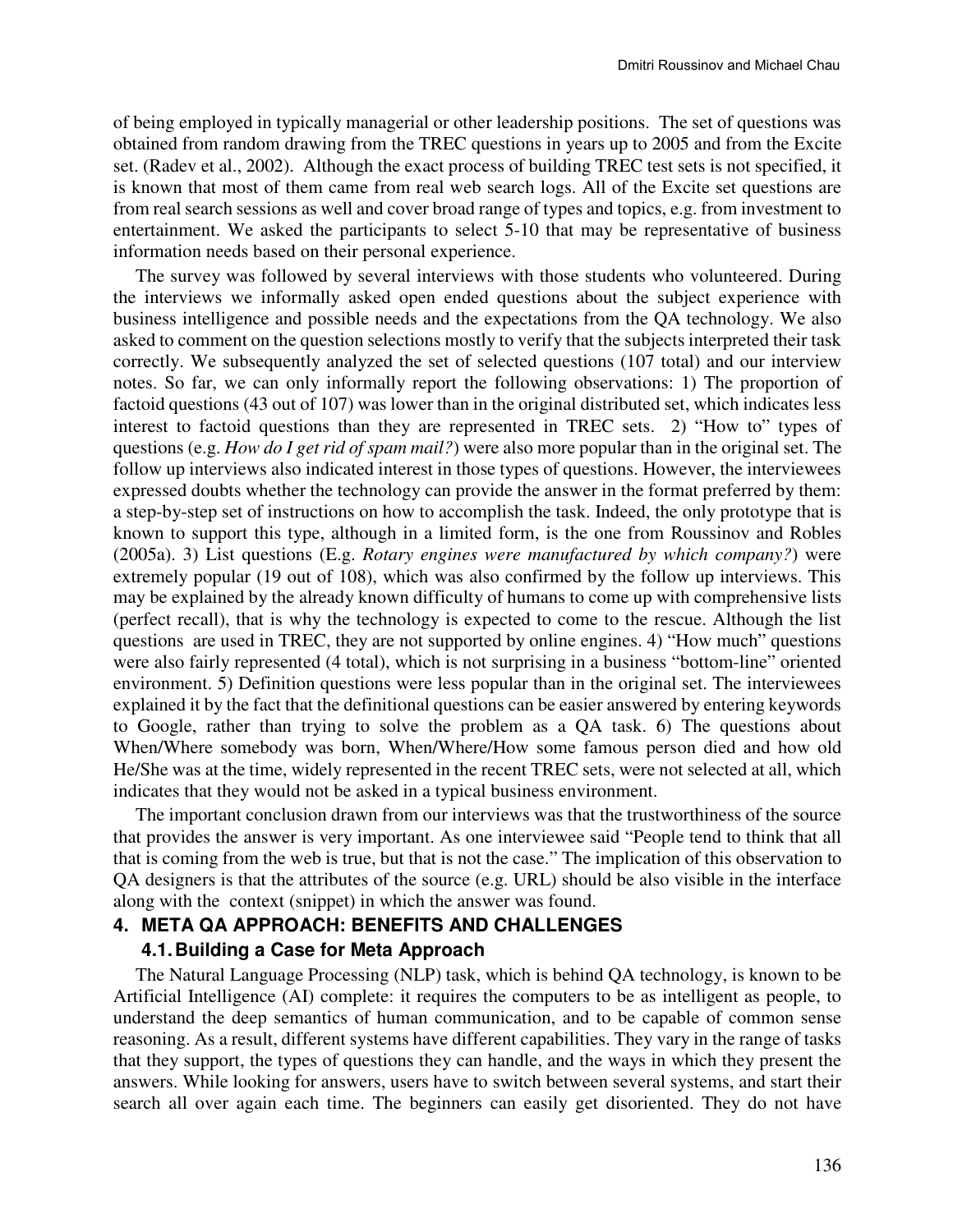of being employed in typically managerial or other leadership positions. The set of questions was obtained from random drawing from the TREC questions in years up to 2005 and from the Excite set. (Radev et al., 2002). Although the exact process of building TREC test sets is not specified, it is known that most of them came from real web search logs. All of the Excite set questions are from real search sessions as well and cover broad range of types and topics, e.g. from investment to entertainment. We asked the participants to select 5-10 that may be representative of business information needs based on their personal experience.

The survey was followed by several interviews with those students who volunteered. During the interviews we informally asked open ended questions about the subject experience with business intelligence and possible needs and the expectations from the QA technology. We also asked to comment on the question selections mostly to verify that the subjects interpreted their task correctly. We subsequently analyzed the set of selected questions (107 total) and our interview notes. So far, we can only informally report the following observations: 1) The proportion of factoid questions (43 out of 107) was lower than in the original distributed set, which indicates less interest to factoid questions than they are represented in TREC sets. 2) "How to" types of questions (e.g. *How do I get rid of spam mail?*) were also more popular than in the original set. The follow up interviews also indicated interest in those types of questions. However, the interviewees expressed doubts whether the technology can provide the answer in the format preferred by them: a step-by-step set of instructions on how to accomplish the task. Indeed, the only prototype that is known to support this type, although in a limited form, is the one from Roussinov and Robles (2005a). 3) List questions (E.g. *Rotary engines were manufactured by which company?*) were extremely popular (19 out of 108), which was also confirmed by the follow up interviews. This may be explained by the already known difficulty of humans to come up with comprehensive lists (perfect recall), that is why the technology is expected to come to the rescue. Although the list questions are used in TREC, they are not supported by online engines. 4) "How much" questions were also fairly represented (4 total), which is not surprising in a business "bottom-line" oriented environment. 5) Definition questions were less popular than in the original set. The interviewees explained it by the fact that the definitional questions can be easier answered by entering keywords to Google, rather than trying to solve the problem as a QA task. 6) The questions about When/Where somebody was born, When/Where/How some famous person died and how old He/She was at the time, widely represented in the recent TREC sets, were not selected at all, which indicates that they would not be asked in a typical business environment.

The important conclusion drawn from our interviews was that the trustworthiness of the source that provides the answer is very important. As one interviewee said "People tend to think that all that is coming from the web is true, but that is not the case." The implication of this observation to QA designers is that the attributes of the source (e.g. URL) should be also visible in the interface along with the context (snippet) in which the answer was found.

## 4. META QA APPROACH: BENEFITS AND CHALLENGES

### 4.1. Building a Case for Meta Approach

The Natural Language Processing (NLP) task, which is behind QA technology, is known to be Artificial Intelligence (AI) complete: it requires the computers to be as intelligent as people, to understand the deep semantics of human communication, and to be capable of common sense reasoning. As a result, different systems have different capabilities. They vary in the range of tasks that they support, the types of questions they can handle, and the ways in which they present the answers. While looking for answers, users have to switch between several systems, and start their search all over again each time. The beginners can easily get disoriented. They do not have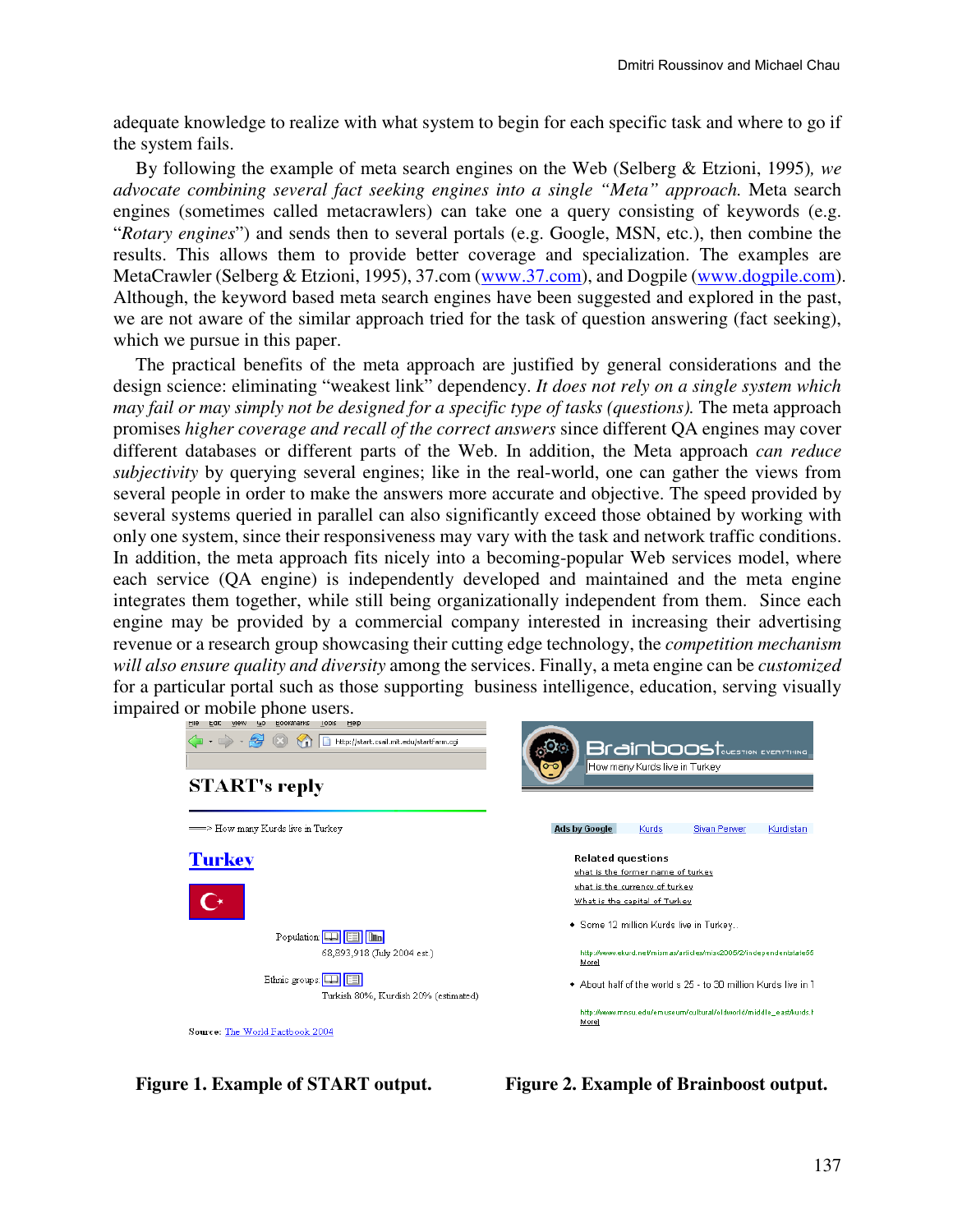adequate knowledge to realize with what system to begin for each specific task and where to go if the system fails.

By following the example of meta search engines on the Web (Selberg & Etzioni, 1995)*, we advocate combining several fact seeking engines into a single "Meta" approach.* Meta search engines (sometimes called metacrawlers) can take one a query consisting of keywords (e.g. "*Rotary engines*") and sends then to several portals (e.g. Google, MSN, etc.), then combine the results. This allows them to provide better coverage and specialization. The examples are MetaCrawler (Selberg & Etzioni, 1995), 37.com (www.37.com), and Dogpile (www.dogpile.com). Although, the keyword based meta search engines have been suggested and explored in the past, we are not aware of the similar approach tried for the task of question answering (fact seeking), which we pursue in this paper.

The practical benefits of the meta approach are justified by general considerations and the design science: eliminating "weakest link" dependency. *It does not rely on a single system which may fail or may simply not be designed for a specific type of tasks (questions).* The meta approach promises *higher coverage and recall of the correct answers* since different QA engines may cover different databases or different parts of the Web. In addition, the Meta approach *can reduce subjectivity* by querying several engines; like in the real-world, one can gather the views from several people in order to make the answers more accurate and objective. The speed provided by several systems queried in parallel can also significantly exceed those obtained by working with only one system, since their responsiveness may vary with the task and network traffic conditions. In addition, the meta approach fits nicely into a becoming-popular Web services model, where each service (QA engine) is independently developed and maintained and the meta engine integrates them together, while still being organizationally independent from them. Since each engine may be provided by a commercial company interested in increasing their advertising revenue or a research group showcasing their cutting edge technology, the *competition mechanism will also ensure quality and diversity* among the services. Finally, a meta engine can be *customized* for a particular portal such as those supporting business intelligence, education, serving visually impaired or mobile phone users.

**Figure 1. Example of START output.**

**Figure 2. Example of Brainboost output.**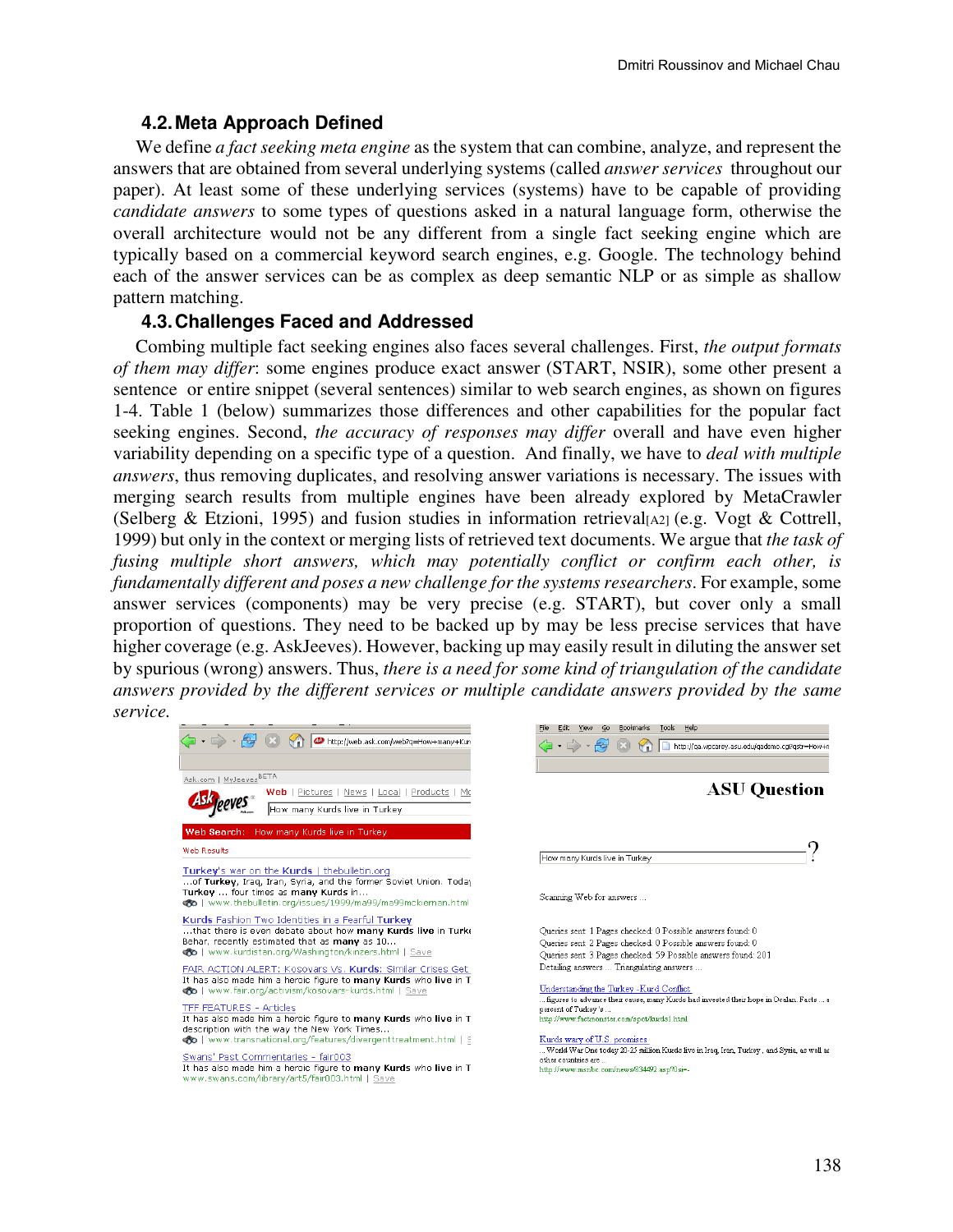## 4.2. Meta Approach Defined

We define *a fact seeking meta engine* as the system that can combine, analyze, and represent the answers that are obtained from several underlying systems (called *answer services* throughout our paper). At least some of these underlying services (systems) have to be capable of providing *candidate answers* to some types of questions asked in a natural language form, otherwise the overall architecture would not be any different from a single fact seeking engine which are typically based on a commercial keyword search engines, e.g. Google. The technology behind each of the answer services can be as complex as deep semantic NLP or as simple as shallow pattern matching.

## 4.3. Challenges Faced and Addressed

Combing multiple fact seeking engines also faces several challenges. First, *the output formats of them may differ*: some engines produce exact answer (START, NSIR), some other present a sentence or entire snippet (several sentences) similar to web search engines, as shown on figures 1-4. Table 1 (below) summarizes those differences and other capabilities for the popular fact seeking engines. Second, *the accuracy of responses may differ* overall and have even higher variability depending on a specific type of a question. And finally, we have to *deal with multiple answers*, thus removing duplicates, and resolving answer variations is necessary. The issues with merging search results from multiple engines have been already explored by MetaCrawler (Selberg & Etzioni, 1995) and fusion studies in information retrieval[A2] (e.g. Vogt & Cottrell, 1999) but only in the context or merging lists of retrieved text documents. We argue that *the task of fusing multiple short answers, which may potentially conflict or confirm each other, is fundamentally different and poses a new challenge for the systems researchers*. For example, some answer services (components) may be very precise (e.g. START), but cover only a small proportion of questions. They need to be backed up by may be less precise services that have higher coverage (e.g. AskJeeves). However, backing up may easily result in diluting the answer set by spurious (wrong) answers. Thus, *there is a need for some kind of triangulation of the candidate answers provided by the different services or multiple candidate answers provided by the same service.*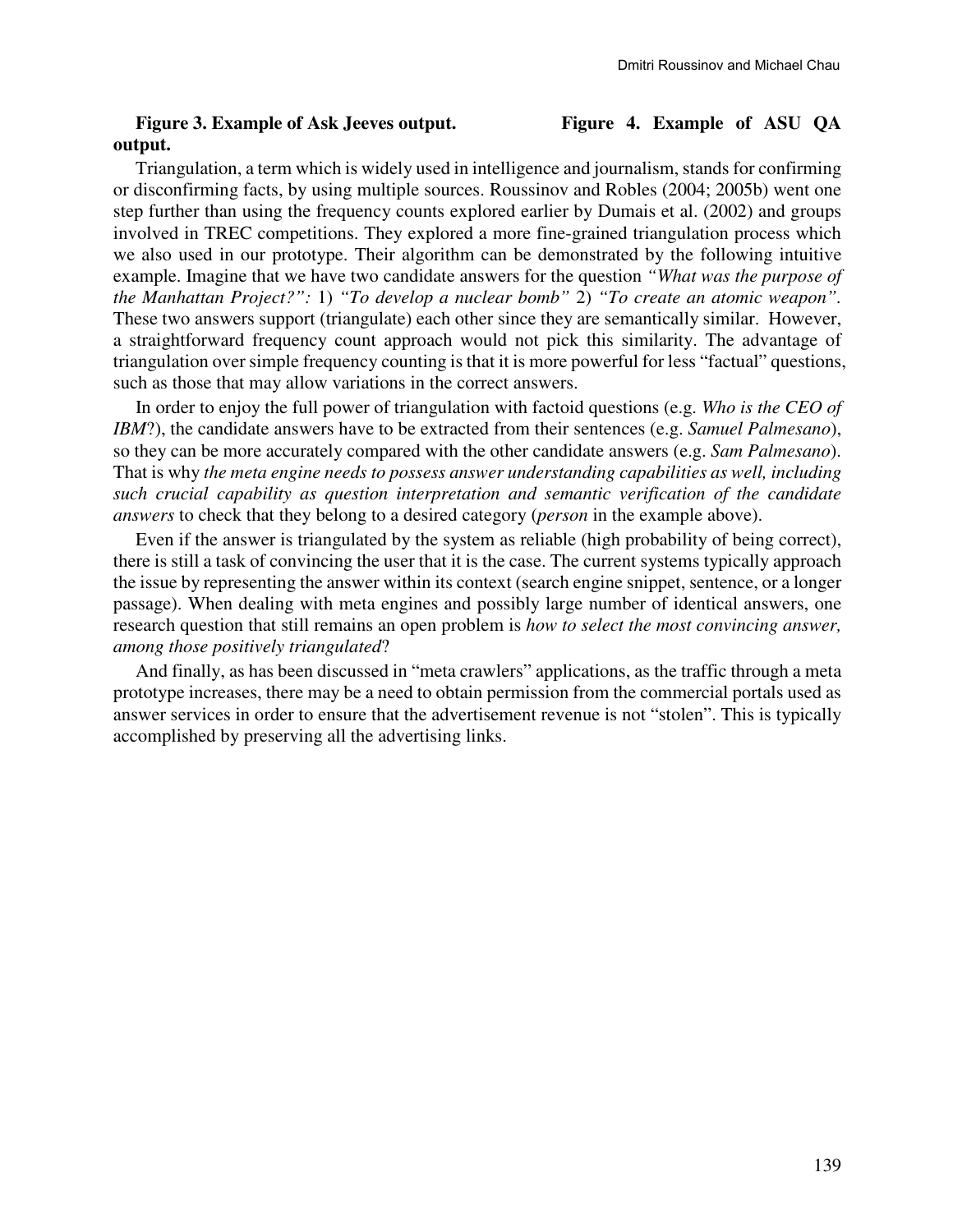**Figure 3. Example of Ask Jeeves output.** **Figure 4. Example of ASU QA output.**

Triangulation, a term which is widely used in intelligence and journalism, stands for confirming or disconfirming facts, by using multiple sources. Roussinov and Robles (2004; 2005b) went one step further than using the frequency counts explored earlier by Dumais et al. (2002) and groups involved in TREC competitions. They explored a more fine-grained triangulation process which we also used in our prototype. Their algorithm can be demonstrated by the following intuitive example. Imagine that we have two candidate answers for the question *"What was the purpose of the Manhattan Project?":* 1) *"To develop a nuclear bomb"* 2) *"To create an atomic weapon"*. These two answers support (triangulate) each other since they are semantically similar. However, a straightforward frequency count approach would not pick this similarity. The advantage of triangulation over simple frequency counting is that it is more powerful for less "factual" questions, such as those that may allow variations in the correct answers.

In order to enjoy the full power of triangulation with factoid questions (e.g. *Who is the CEO of IBM*?), the candidate answers have to be extracted from their sentences (e.g. *Samuel Palmesano*), so they can be more accurately compared with the other candidate answers (e.g. *Sam Palmesano*). That is why *the meta engine needs to possess answer understanding capabilities as well, including such crucial capability as question interpretation and semantic verification of the candidate answers* to check that they belong to a desired category (*person* in the example above).

Even if the answer is triangulated by the system as reliable (high probability of being correct), there is still a task of convincing the user that it is the case. The current systems typically approach the issue by representing the answer within its context (search engine snippet, sentence, or a longer passage). When dealing with meta engines and possibly large number of identical answers, one research question that still remains an open problem is *how to select the most convincing answer, among those positively triangulated*?

And finally, as has been discussed in "meta crawlers" applications, as the traffic through a meta prototype increases, there may be a need to obtain permission from the commercial portals used as answer services in order to ensure that the advertisement revenue is not "stolen". This is typically accomplished by preserving all the advertising links.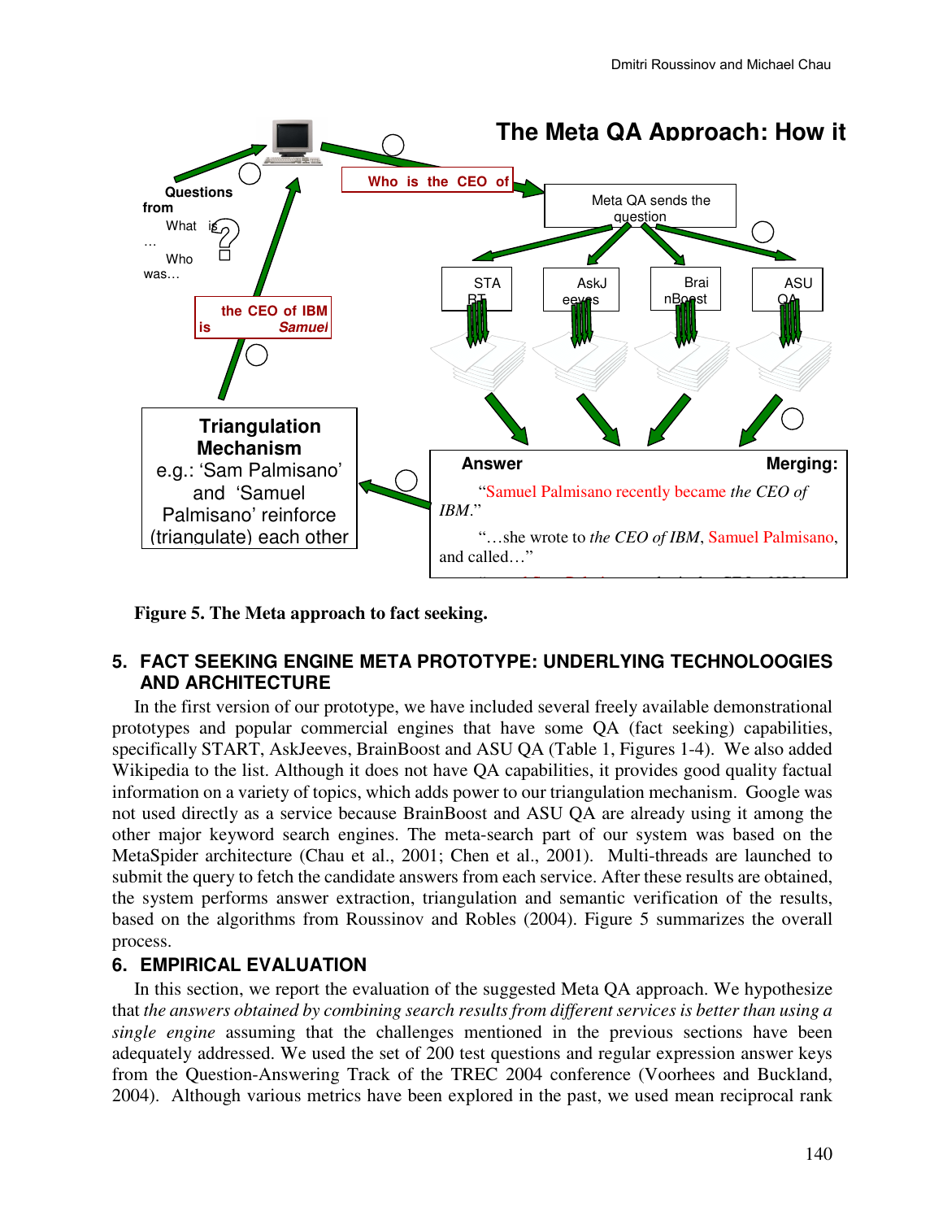**Figure 5. The Meta approach to fact seeking.**

## 5. FACT SEEKING ENGINE META PROTOTYPE: UNDERLYING TECHNOLOOGIES AND ARCHITECTURE

In the first version of our prototype, we have included several freely available demonstrational prototypes and popular commercial engines that have some QA (fact seeking) capabilities, specifically START, AskJeeves, BrainBoost and ASU QA (Table 1, Figures 1-4). We also added Wikipedia to the list. Although it does not have QA capabilities, it provides good quality factual information on a variety of topics, which adds power to our triangulation mechanism. Google was not used directly as a service because BrainBoost and ASU QA are already using it among the other major keyword search engines. The meta-search part of our system was based on the MetaSpider architecture (Chau et al., 2001; Chen et al., 2001). Multi-threads are launched to submit the query to fetch the candidate answers from each service. After these results are obtained, the system performs answer extraction, triangulation and semantic verification of the results, based on the algorithms from Roussinov and Robles (2004). Figure 5 summarizes the overall process.

## 6. EMPIRICAL EVALUATION

In this section, we report the evaluation of the suggested Meta QA approach. We hypothesize that *the answers obtained by combining search results from different services is better than using a single engine* assuming that the challenges mentioned in the previous sections have been adequately addressed. We used the set of 200 test questions and regular expression answer keys from the Question-Answering Track of the TREC 2004 conference (Voorhees and Buckland, 2004). Although various metrics have been explored in the past, we used mean reciprocal rank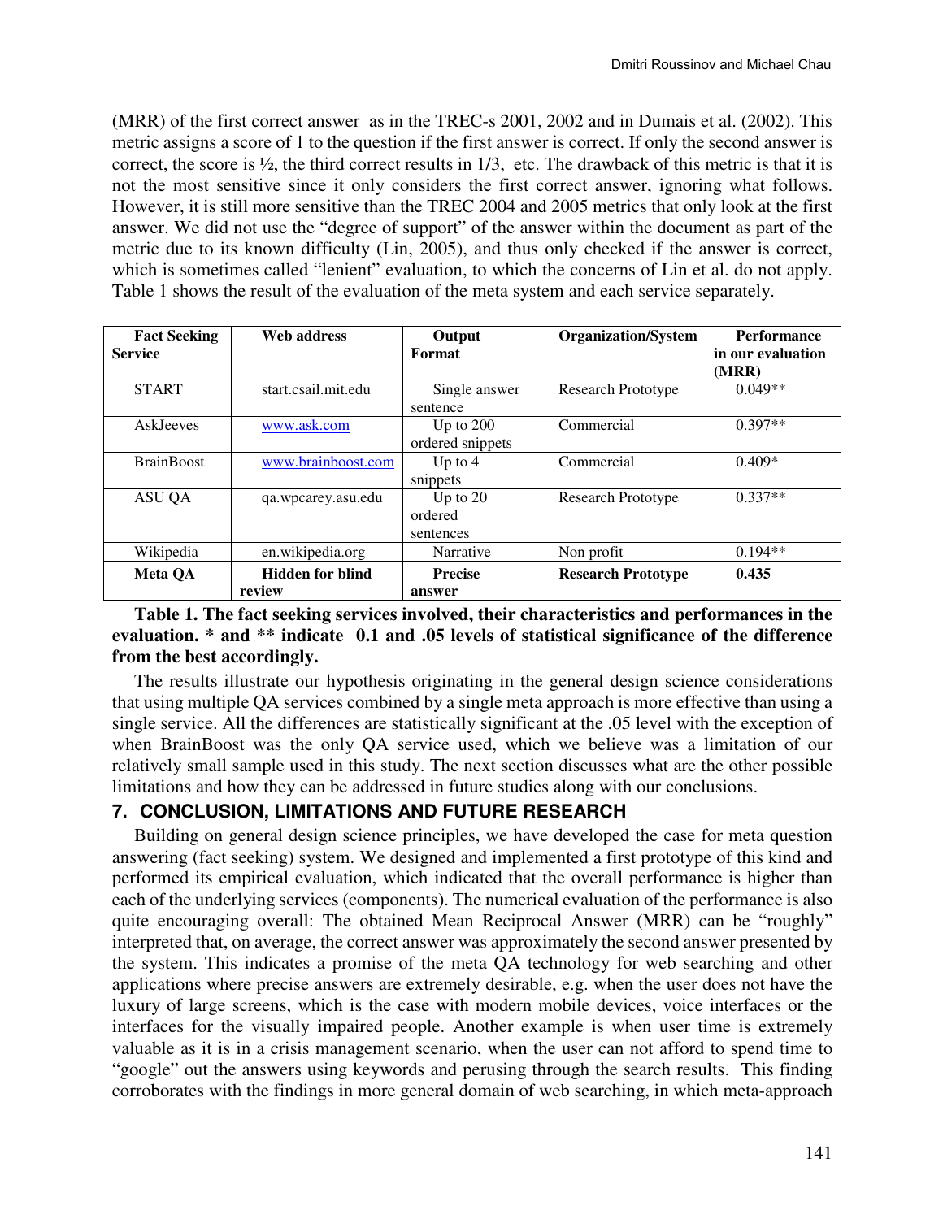(MRR) of the first correct answer as in the TREC-s 2001, 2002 and in Dumais et al. (2002). This metric assigns a score of 1 to the question if the first answer is correct. If only the second answer is correct, the score is ½, the third correct results in 1/3, etc. The drawback of this metric is that it is not the most sensitive since it only considers the first correct answer, ignoring what follows. However, it is still more sensitive than the TREC 2004 and 2005 metrics that only look at the first answer. We did not use the "degree of support" of the answer within the document as part of the metric due to its known difficulty (Lin, 2005), and thus only checked if the answer is correct, which is sometimes called "lenient" evaluation, to which the concerns of Lin et al. do not apply. Table 1 shows the result of the evaluation of the meta system and each service separately.

| Fact Seeking Service | Web address | Output Format | Organization/System | Performance in our evaluation (MRR) |
|---|---|---|---|---|
| START | start.csail.mit.edu | Single answer sentence | Research Prototype | 0.049** |
| AskJeeves | www.ask.com | Up to 200 ordered snippets | Commercial | 0.397** |
| BrainBoost | www.brainboost.com | Up to 4 snippets | Commercial | 0.409* |
| ASU QA | qa.wpcarey.asu.edu | Up to 20 ordered sentences | Research Prototype | 0.337** |
| Wikipedia | en.wikipedia.org | Narrative | Non profit | 0.194** |
| **Meta QA** | **Hidden for blind review** | **Precise answer** | **Research Prototype** | **0.435** |

**Table 1. The fact seeking services involved, their characteristics and performances in the evaluation. * and ** indicate 0.1 and .05 levels of statistical significance of the difference from the best accordingly.**

The results illustrate our hypothesis originating in the general design science considerations that using multiple QA services combined by a single meta approach is more effective than using a single service. All the differences are statistically significant at the .05 level with the exception of when BrainBoost was the only QA service used, which we believe was a limitation of our relatively small sample used in this study. The next section discusses what are the other possible limitations and how they can be addressed in future studies along with our conclusions.

## 7. CONCLUSION, LIMITATIONS AND FUTURE RESEARCH

Building on general design science principles, we have developed the case for meta question answering (fact seeking) system. We designed and implemented a first prototype of this kind and performed its empirical evaluation, which indicated that the overall performance is higher than each of the underlying services (components). The numerical evaluation of the performance is also quite encouraging overall: The obtained Mean Reciprocal Answer (MRR) can be "roughly" interpreted that, on average, the correct answer was approximately the second answer presented by the system. This indicates a promise of the meta QA technology for web searching and other applications where precise answers are extremely desirable, e.g. when the user does not have the luxury of large screens, which is the case with modern mobile devices, voice interfaces or the interfaces for the visually impaired people. Another example is when user time is extremely valuable as it is in a crisis management scenario, when the user can not afford to spend time to "google" out the answers using keywords and perusing through the search results. This finding corroborates with the findings in more general domain of web searching, in which meta-approach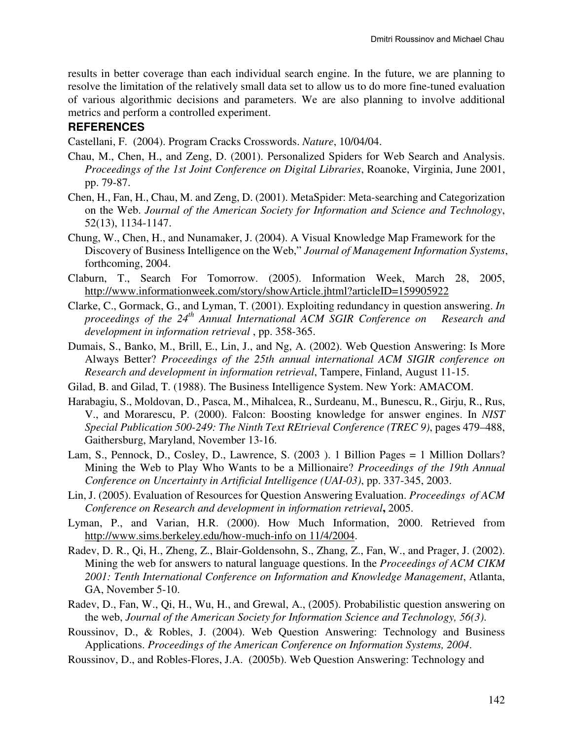results in better coverage than each individual search engine. In the future, we are planning to resolve the limitation of the relatively small data set to allow us to do more fine-tuned evaluation of various algorithmic decisions and parameters. We are also planning to involve additional metrics and perform a controlled experiment.

## REFERENCES

Castellani, F. (2004). Program Cracks Crosswords. *Nature*, 10/04/04.

Chau, M., Chen, H., and Zeng, D. (2001). Personalized Spiders for Web Search and Analysis. *Proceedings of the 1st Joint Conference on Digital Libraries*, Roanoke, Virginia, June 2001, pp. 79-87.

Chen, H., Fan, H., Chau, M. and Zeng, D. (2001). MetaSpider: Meta-searching and Categorization on the Web. *Journal of the American Society for Information and Science and Technology*, 52(13), 1134-1147.

Chung, W., Chen, H., and Nunamaker, J. (2004). A Visual Knowledge Map Framework for the Discovery of Business Intelligence on the Web," *Journal of Management Information Systems*, forthcoming, 2004.

Claburn, T., Search For Tomorrow. (2005). Information Week, March 28, 2005, http://www.informationweek.com/story/showArticle.jhtml?articleID=159905922

Clarke, C., Gormack, G., and Lyman, T. (2001). Exploiting redundancy in question answering. *In proceedings of the 24th Annual International ACM SGIR Conference on Research and development in information retrieval* , pp. 358-365.

Dumais, S., Banko, M., Brill, E., Lin, J., and Ng, A. (2002). Web Question Answering: Is More Always Better? *Proceedings of the 25th annual international ACM SIGIR conference on Research and development in information retrieval*, Tampere, Finland, August 11-15.

Gilad, B. and Gilad, T. (1988). The Business Intelligence System. New York: AMACOM.

Harabagiu, S., Moldovan, D., Pasca, M., Mihalcea, R., Surdeanu, M., Bunescu, R., Girju, R., Rus, V., and Morarescu, P. (2000). Falcon: Boosting knowledge for answer engines. In *NIST Special Publication 500-249: The Ninth Text REtrieval Conference (TREC 9)*, pages 479–488, Gaithersburg, Maryland, November 13-16.

Lam, S., Pennock, D., Cosley, D., Lawrence, S. (2003 ). 1 Billion Pages = 1 Million Dollars? Mining the Web to Play Who Wants to be a Millionaire? *Proceedings of the 19th Annual Conference on Uncertainty in Artificial Intelligence (UAI-03)*, pp. 337-345, 2003.

Lin, J. (2005). Evaluation of Resources for Question Answering Evaluation. *Proceedings of ACM Conference on Research and development in information retrieval***,** 2005.

Lyman, P., and Varian, H.R. (2000). How Much Information, 2000. Retrieved from http://www.sims.berkeley.edu/how-much-info on 11/4/2004.

Radev, D. R., Qi, H., Zheng, Z., Blair-Goldensohn, S., Zhang, Z., Fan, W., and Prager, J. (2002). Mining the web for answers to natural language questions. In the *Proceedings of ACM CIKM 2001: Tenth International Conference on Information and Knowledge Management*, Atlanta, GA, November 5-10.

Radev, D., Fan, W., Qi, H., Wu, H., and Grewal, A., (2005). Probabilistic question answering on the web, *Journal of the American Society for Information Science and Technology, 56(3).*

Roussinov, D., & Robles, J. (2004). Web Question Answering: Technology and Business Applications. *Proceedings of the American Conference on Information Systems, 2004*.

Roussinov, D., and Robles-Flores, J.A. (2005b). Web Question Answering: Technology and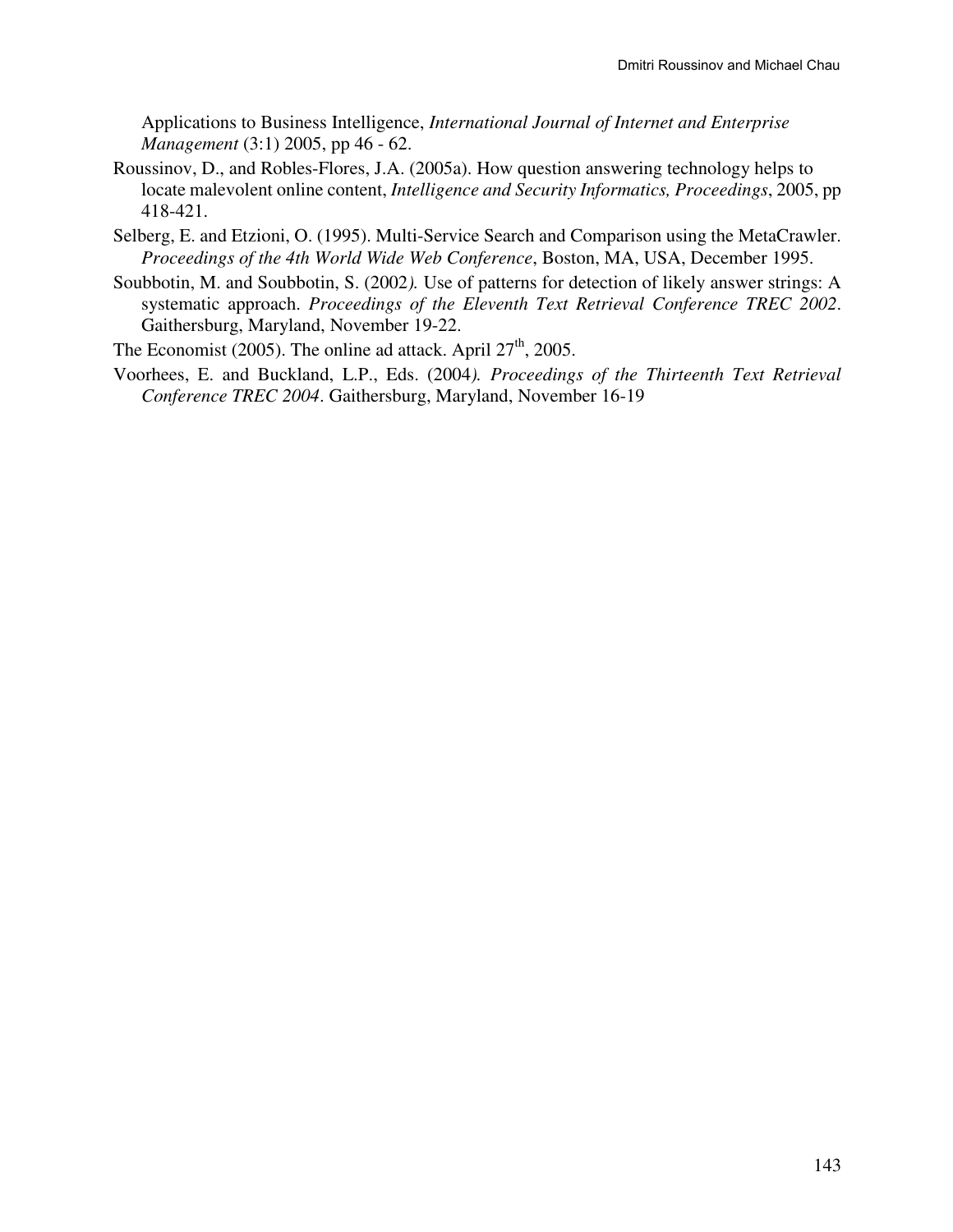Applications to Business Intelligence, *International Journal of Internet and Enterprise Management* (3:1) 2005, pp 46 - 62.

Roussinov, D., and Robles-Flores, J.A. (2005a). How question answering technology helps to locate malevolent online content, *Intelligence and Security Informatics, Proceedings*, 2005, pp 418-421.

Selberg, E. and Etzioni, O. (1995). Multi-Service Search and Comparison using the MetaCrawler. *Proceedings of the 4th World Wide Web Conference*, Boston, MA, USA, December 1995.

Soubbotin, M. and Soubbotin, S. (2002*).* Use of patterns for detection of likely answer strings: A systematic approach. *Proceedings of the Eleventh Text Retrieval Conference TREC 2002*. Gaithersburg, Maryland, November 19-22.

The Economist (2005). The online ad attack. April 27th, 2005.

Voorhees, E. and Buckland, L.P., Eds. (2004*). Proceedings of the Thirteenth Text Retrieval Conference TREC 2004*. Gaithersburg, Maryland, November 16-19